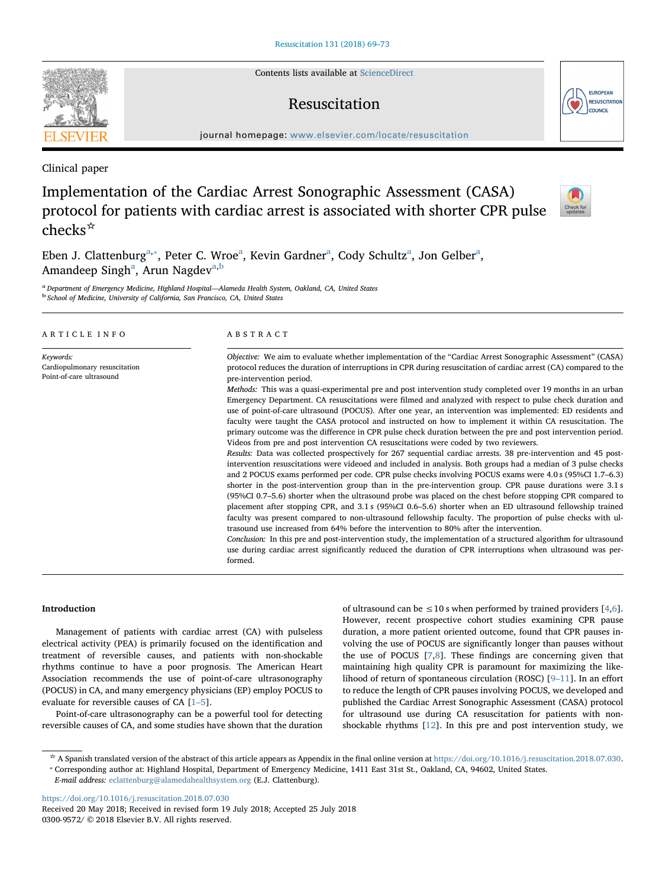Clinical paper

# Implementation of the Cardiac Arrest Sonographic Assessment (CASA) protocol for patients with cardiac arrest is associated with shorter CPR pulse checks☆

Eben J. Clattenburg[a,*], Peter C. Wroe[a], Kevin Gardner[a], Cody Schultz[a], Jon Gelber[a], Amandeep Singh[a], Arun Nagdev[a,b]

[a] Department of Emergency Medicine, Highland Hospital—Alameda Health System, Oakland, CA, United States
[b] School of Medicine, University of California, San Francisco, CA, United States

## ARTICLE INFO

*Keywords:*
Cardiopulmonary resuscitation
Point-of-care ultrasound

## ABSTRACT

*Objective:* We aim to evaluate whether implementation of the "Cardiac Arrest Sonographic Assessment" (CASA) protocol reduces the duration of interruptions in CPR during resuscitation of cardiac arrest (CA) compared to the pre-intervention period.

*Methods:* This was a quasi-experimental pre and post intervention study completed over 19 months in an urban Emergency Department. CA resuscitations were filmed and analyzed with respect to pulse check duration and use of point-of-care ultrasound (POCUS). After one year, an intervention was implemented: ED residents and faculty were taught the CASA protocol and instructed on how to implement it within CA resuscitation. The primary outcome was the difference in CPR pulse check duration between the pre and post intervention period. Videos from pre and post intervention CA resuscitations were coded by two reviewers.

*Results:* Data was collected prospectively for 267 sequential cardiac arrests. 38 pre-intervention and 45 post-intervention resuscitations were videoed and included in analysis. Both groups had a median of 3 pulse checks and 2 POCUS exams performed per code. CPR pulse checks involving POCUS exams were 4.0 s (95%CI 1.7–6.3) shorter in the post-intervention group than in the pre-intervention group. CPR pause durations were 3.1 s (95%CI 0.7–5.6) shorter when the ultrasound probe was placed on the chest before stopping CPR compared to placement after stopping CPR, and 3.1 s (95%CI 0.6–5.6) shorter when an ED ultrasound fellowship trained faculty was present compared to non-ultrasound fellowship faculty. The proportion of pulse checks with ultrasound use increased from 64% before the intervention to 80% after the intervention.

*Conclusion:* In this pre and post-intervention study, the implementation of a structured algorithm for ultrasound use during cardiac arrest significantly reduced the duration of CPR interruptions when ultrasound was performed.

## Introduction

Management of patients with cardiac arrest (CA) with pulseless electrical activity (PEA) is primarily focused on the identification and treatment of reversible causes, and patients with non-shockable rhythms continue to have a poor prognosis. The American Heart Association recommends the use of point-of-care ultrasonography (POCUS) in CA, and many emergency physicians (EP) employ POCUS to evaluate for reversible causes of CA [1–5].

Point-of-care ultrasonography can be a powerful tool for detecting reversible causes of CA, and some studies have shown that the duration of ultrasound can be ≤10 s when performed by trained providers [4,6]. However, recent prospective cohort studies examining CPR pause duration, a more patient oriented outcome, found that CPR pauses involving the use of POCUS are significantly longer than pauses without the use of POCUS [7,8]. These findings are concerning given that maintaining high quality CPR is paramount for maximizing the likelihood of return of spontaneous circulation (ROSC) [9–11]. In an effort to reduce the length of CPR pauses involving POCUS, we developed and published the Cardiac Arrest Sonographic Assessment (CASA) protocol for ultrasound use during CA resuscitation for patients with non-shockable rhythms [12]. In this pre and post intervention study, we

☆ A Spanish translated version of the abstract of this article appears as Appendix in the final online version at https://doi.org/10.1016/j.resuscitation.2018.07.030.
* Corresponding author at: Highland Hospital, Department of Emergency Medicine, 1411 East 31st St., Oakland, CA, 94602, United States.
*E-mail address:* eclattenburg@alamedahealthsystem.org (E.J. Clattenburg).

https://doi.org/10.1016/j.resuscitation.2018.07.030
Received 20 May 2018; Received in revised form 19 July 2018; Accepted 25 July 2018
0300-9572/ © 2018 Elsevier B.V. All rights reserved.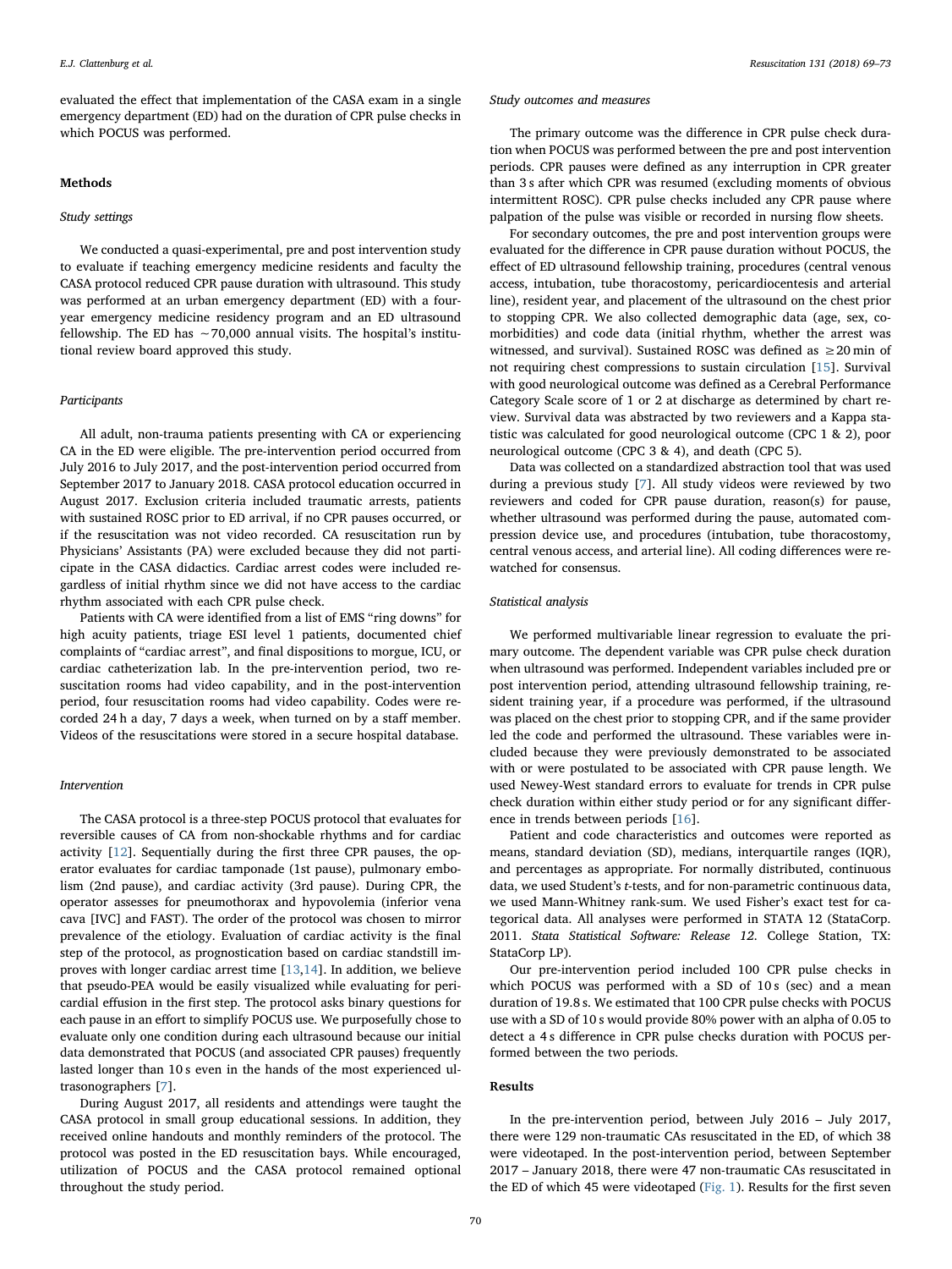evaluated the effect that implementation of the CASA exam in a single emergency department (ED) had on the duration of CPR pulse checks in which POCUS was performed.

## Methods

### *Study settings*

We conducted a quasi-experimental, pre and post intervention study to evaluate if teaching emergency medicine residents and faculty the CASA protocol reduced CPR pause duration with ultrasound. This study was performed at an urban emergency department (ED) with a four-year emergency medicine residency program and an ED ultrasound fellowship. The ED has ~70,000 annual visits. The hospital's institutional review board approved this study.

### *Participants*

All adult, non-trauma patients presenting with CA or experiencing CA in the ED were eligible. The pre-intervention period occurred from July 2016 to July 2017, and the post-intervention period occurred from September 2017 to January 2018. CASA protocol education occurred in August 2017. Exclusion criteria included traumatic arrests, patients with sustained ROSC prior to ED arrival, if no CPR pauses occurred, or if the resuscitation was not video recorded. CA resuscitation run by Physicians' Assistants (PA) were excluded because they did not participate in the CASA didactics. Cardiac arrest codes were included regardless of initial rhythm since we did not have access to the cardiac rhythm associated with each CPR pulse check.

Patients with CA were identified from a list of EMS "ring downs" for high acuity patients, triage ESI level 1 patients, documented chief complaints of "cardiac arrest", and final dispositions to morgue, ICU, or cardiac catheterization lab. In the pre-intervention period, two resuscitation rooms had video capability, and in the post-intervention period, four resuscitation rooms had video capability. Codes were recorded 24 h a day, 7 days a week, when turned on by a staff member. Videos of the resuscitations were stored in a secure hospital database.

### *Intervention*

The CASA protocol is a three-step POCUS protocol that evaluates for reversible causes of CA from non-shockable rhythms and for cardiac activity [12]. Sequentially during the first three CPR pauses, the operator evaluates for cardiac tamponade (1st pause), pulmonary embolism (2nd pause), and cardiac activity (3rd pause). During CPR, the operator assesses for pneumothorax and hypovolemia (inferior vena cava [IVC] and FAST). The order of the protocol was chosen to mirror prevalence of the etiology. Evaluation of cardiac activity is the final step of the protocol, as prognostication based on cardiac standstill improves with longer cardiac arrest time [13,14]. In addition, we believe that pseudo-PEA would be easily visualized while evaluating for pericardial effusion in the first step. The protocol asks binary questions for each pause in an effort to simplify POCUS use. We purposefully chose to evaluate only one condition during each ultrasound because our initial data demonstrated that POCUS (and associated CPR pauses) frequently lasted longer than 10 s even in the hands of the most experienced ultrasonographers [7].

During August 2017, all residents and attendings were taught the CASA protocol in small group educational sessions. In addition, they received online handouts and monthly reminders of the protocol. The protocol was posted in the ED resuscitation bays. While encouraged, utilization of POCUS and the CASA protocol remained optional throughout the study period.

### *Study outcomes and measures*

The primary outcome was the difference in CPR pulse check duration when POCUS was performed between the pre and post intervention periods. CPR pauses were defined as any interruption in CPR greater than 3 s after which CPR was resumed (excluding moments of obvious intermittent ROSC). CPR pulse checks included any CPR pause where palpation of the pulse was visible or recorded in nursing flow sheets.

For secondary outcomes, the pre and post intervention groups were evaluated for the difference in CPR pause duration without POCUS, the effect of ED ultrasound fellowship training, procedures (central venous access, intubation, tube thoracostomy, pericardiocentesis and arterial line), resident year, and placement of the ultrasound on the chest prior to stopping CPR. We also collected demographic data (age, sex, comorbidities) and code data (initial rhythm, whether the arrest was witnessed, and survival). Sustained ROSC was defined as $\geq 20$ min of not requiring chest compressions to sustain circulation [15]. Survival with good neurological outcome was defined as a Cerebral Performance Category Scale score of 1 or 2 at discharge as determined by chart review. Survival data was abstracted by two reviewers and a Kappa statistic was calculated for good neurological outcome (CPC 1 & 2), poor neurological outcome (CPC 3 & 4), and death (CPC 5).

Data was collected on a standardized abstraction tool that was used during a previous study [7]. All study videos were reviewed by two reviewers and coded for CPR pause duration, reason(s) for pause, whether ultrasound was performed during the pause, automated compression device use, and procedures (intubation, tube thoracostomy, central venous access, and arterial line). All coding differences were rewatched for consensus.

### *Statistical analysis*

We performed multivariable linear regression to evaluate the primary outcome. The dependent variable was CPR pulse check duration when ultrasound was performed. Independent variables included pre or post intervention period, attending ultrasound fellowship training, resident training year, if a procedure was performed, if the ultrasound was placed on the chest prior to stopping CPR, and if the same provider led the code and performed the ultrasound. These variables were included because they were previously demonstrated to be associated with or were postulated to be associated with CPR pause length. We used Newey-West standard errors to evaluate for trends in CPR pulse check duration within either study period or for any significant difference in trends between periods [16].

Patient and code characteristics and outcomes were reported as means, standard deviation (SD), medians, interquartile ranges (IQR), and percentages as appropriate. For normally distributed, continuous data, we used Student's *t*-tests, and for non-parametric continuous data, we used Mann-Whitney rank-sum. We used Fisher's exact test for categorical data. All analyses were performed in STATA 12 (StataCorp. 2011. *Stata Statistical Software: Release 12*. College Station, TX: StataCorp LP).

Our pre-intervention period included 100 CPR pulse checks in which POCUS was performed with a SD of 10 s (sec) and a mean duration of 19.8 s. We estimated that 100 CPR pulse checks with POCUS use with a SD of 10 s would provide 80% power with an alpha of 0.05 to detect a 4 s difference in CPR pulse checks duration with POCUS performed between the two periods.

## Results

In the pre-intervention period, between July 2016 – July 2017, there were 129 non-traumatic CAs resuscitated in the ED, of which 38 were videotaped. In the post-intervention period, between September 2017 – January 2018, there were 47 non-traumatic CAs resuscitated in the ED of which 45 were videotaped (Fig. 1). Results for the first seven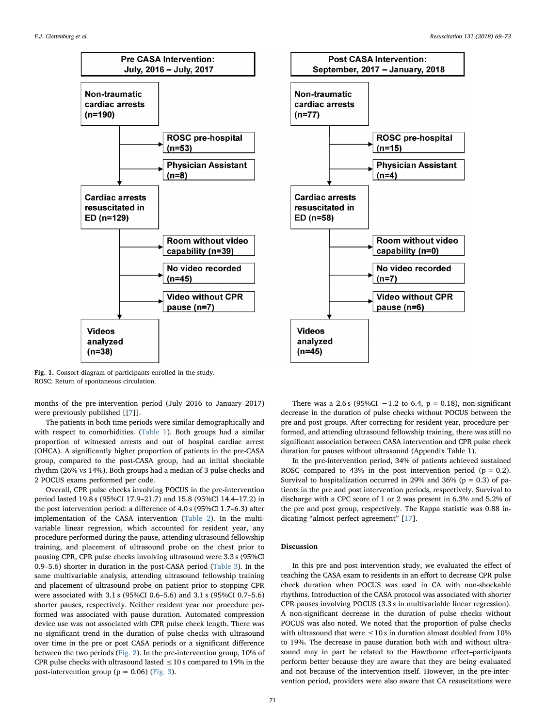**Pre CASA Intervention: July, 2016 – July, 2017**

- Non-traumatic cardiac arrests (n=190)
  - ROSC pre-hospital (n=53)
  - Physician Assistant (n=8)
- Cardiac arrests resuscitated in ED (n=129)
  - Room without video capability (n=39)
  - No video recorded (n=45)
  - Video without CPR pause (n=7)
- Videos analyzed (n=38)

**Post CASA Intervention: September, 2017 – January, 2018**

- Non-traumatic cardiac arrests (n=77)
  - ROSC pre-hospital (n=15)
  - Physician Assistant (n=4)
- Cardiac arrests resuscitated in ED (n=58)
  - Room without video capability (n=0)
  - No video recorded (n=7)
  - Video without CPR pause (n=6)
- Videos analyzed (n=45)

**Fig. 1.** Consort diagram of participants enrolled in the study.
ROSC: Return of spontaneous circulation.

months of the pre-intervention period (July 2016 to January 2017) were previously published [[7]].

The patients in both time periods were similar demographically and with respect to comorbidities. (Table 1). Both groups had a similar proportion of witnessed arrests and out of hospital cardiac arrest (OHCA). A significantly higher proportion of patients in the pre-CASA group, compared to the post-CASA group, had an initial shockable rhythm (26% vs 14%). Both groups had a median of 3 pulse checks and 2 POCUS exams performed per code.

Overall, CPR pulse checks involving POCUS in the pre-intervention period lasted 19.8 s (95%CI 17.9–21.7) and 15.8 (95%CI 14.4–17.2) in the post intervention period: a difference of 4.0 s (95%CI 1.7–6.3) after implementation of the CASA intervention (Table 2). In the multivariable linear regression, which accounted for resident year, any procedure performed during the pause, attending ultrasound fellowship training, and placement of ultrasound probe on the chest prior to pausing CPR, CPR pulse checks involving ultrasound were 3.3 s (95%CI 0.9–5.6) shorter in duration in the post-CASA period (Table 3). In the same multivariable analysis, attending ultrasound fellowship training and placement of ultrasound probe on patient prior to stopping CPR were associated with 3.1 s (95%CI 0.6–5.6) and 3.1 s (95%CI 0.7–5.6) shorter pauses, respectively. Neither resident year nor procedure performed was associated with pause duration. Automated compression device use was not associated with CPR pulse check length. There was no significant trend in the duration of pulse checks with ultrasound over time in the pre or post CASA periods or a significant difference between the two periods (Fig. 2). In the pre-intervention group, 10% of CPR pulse checks with ultrasound lasted ≤10 s compared to 19% in the post-intervention group ($p = 0.06$) (Fig. 3).

There was a 2.6 s (95%CI −1.2 to 6.4, $p = 0.18$), non-significant decrease in the duration of pulse checks without POCUS between the pre and post groups. After correcting for resident year, procedure performed, and attending ultrasound fellowship training, there was still no significant association between CASA intervention and CPR pulse check duration for pauses without ultrasound (Appendix Table 1).

In the pre-intervention period, 34% of patients achieved sustained ROSC compared to 43% in the post intervention period ($p = 0.2$). Survival to hospitalization occurred in 29% and 36% ($p = 0.3$) of patients in the pre and post intervention periods, respectively. Survival to discharge with a CPC score of 1 or 2 was present in 6.3% and 5.2% of the pre and post group, respectively. The Kappa statistic was 0.88 indicating "almost perfect agreement" [17].

## Discussion

In this pre and post intervention study, we evaluated the effect of teaching the CASA exam to residents in an effort to decrease CPR pulse check duration when POCUS was used in CA with non-shockable rhythms. Introduction of the CASA protocol was associated with shorter CPR pauses involving POCUS (3.3 s in multivariable linear regression). A non-significant decrease in the duration of pulse checks without POCUS was also noted. We noted that the proportion of pulse checks with ultrasound that were ≤10 s in duration almost doubled from 10% to 19%. The decrease in pause duration both with and without ultrasound may in part be related to the Hawthorne effect–participants perform better because they are aware that they are being evaluated and not because of the intervention itself. However, in the pre-intervention period, providers were also aware that CA resuscitations were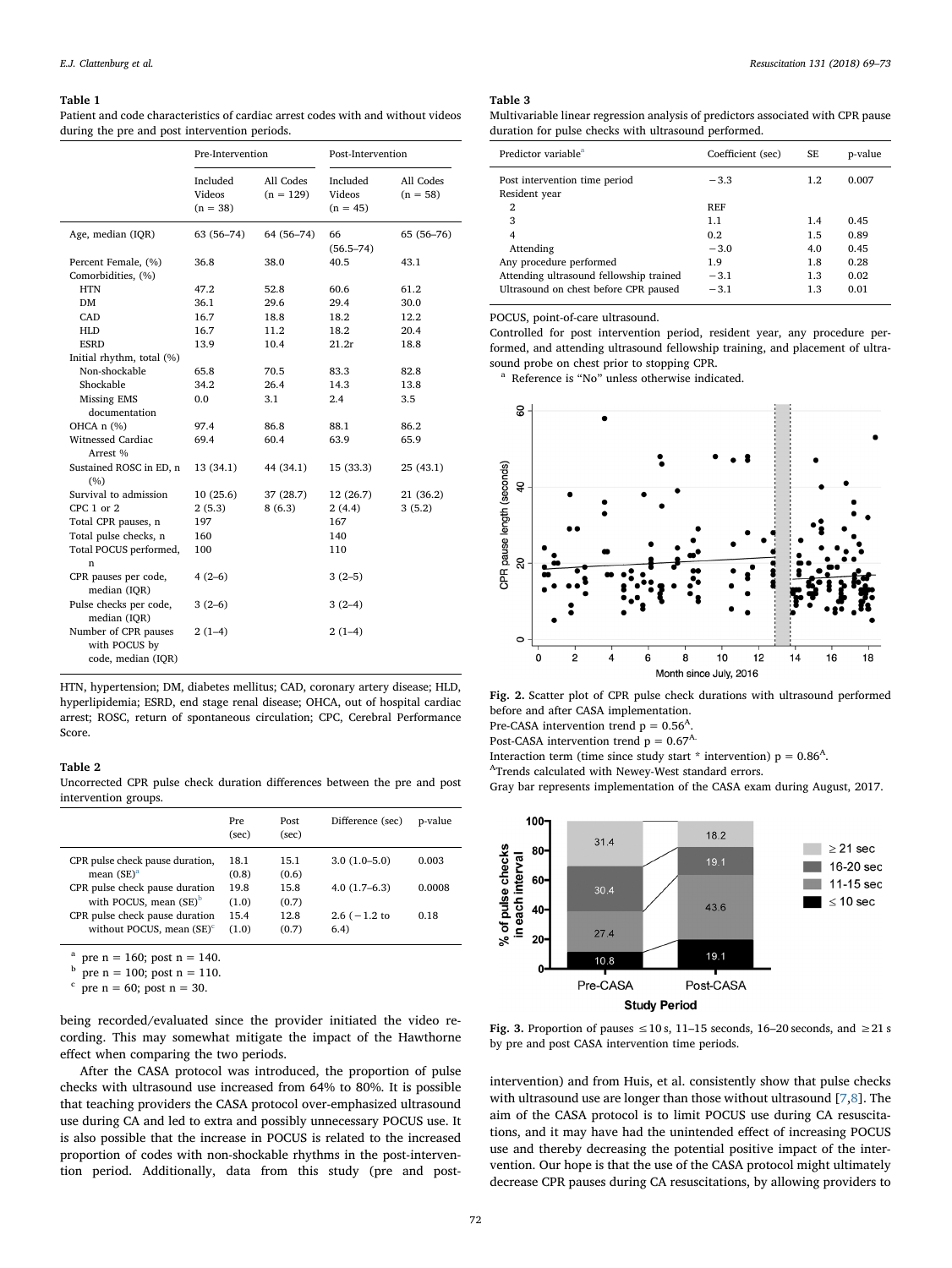**Table 1**

Patient and code characteristics of cardiac arrest codes with and without videos during the pre and post intervention periods.

| | Pre-Intervention | | Post-Intervention | |
|---|---|---|---|---|
| | Included Videos (n = 38) | All Codes (n = 129) | Included Videos (n = 45) | All Codes (n = 58) |
| Age, median (IQR) | 63 (56–74) | 64 (56–74) | 66 (56.5–74) | 65 (56–76) |
| Percent Female, (%) | 36.8 | 38.0 | 40.5 | 43.1 |
| Comorbidities, (%) | | | | |
| HTN | 47.2 | 52.8 | 60.6 | 61.2 |
| DM | 36.1 | 29.6 | 29.4 | 30.0 |
| CAD | 16.7 | 18.8 | 18.2 | 12.2 |
| HLD | 16.7 | 11.2 | 18.2 | 20.4 |
| ESRD | 13.9 | 10.4 | 21.2r | 18.8 |
| Initial rhythm, total (%) | | | | |
| Non-shockable | 65.8 | 70.5 | 83.3 | 82.8 |
| Shockable | 34.2 | 26.4 | 14.3 | 13.8 |
| Missing EMS documentation | 0.0 | 3.1 | 2.4 | 3.5 |
| OHCA n (%) | 97.4 | 86.8 | 88.1 | 86.2 |
| Witnessed Cardiac Arrest % | 69.4 | 60.4 | 63.9 | 65.9 |
| Sustained ROSC in ED, n (%) | 13 (34.1) | 44 (34.1) | 15 (33.3) | 25 (43.1) |
| Survival to admission | 10 (25.6) | 37 (28.7) | 12 (26.7) | 21 (36.2) |
| CPC 1 or 2 | 2 (5.3) | 8 (6.3) | 2 (4.4) | 3 (5.2) |
| Total CPR pauses, n | 197 | | 167 | |
| Total pulse checks, n | 160 | | 140 | |
| Total POCUS performed, n | 100 | | 110 | |
| CPR pauses per code, median (IQR) | 4 (2–6) | | 3 (2–5) | |
| Pulse checks per code, median (IQR) | 3 (2–6) | | 3 (2–4) | |
| Number of CPR pauses with POCUS by code, median (IQR) | 2 (1–4) | | 2 (1–4) | |

HTN, hypertension; DM, diabetes mellitus; CAD, coronary artery disease; HLD, hyperlipidemia; ESRD, end stage renal disease; OHCA, out of hospital cardiac arrest; ROSC, return of spontaneous circulation; CPC, Cerebral Performance Score.

**Table 2**

Uncorrected CPR pulse check duration differences between the pre and post intervention groups.

| | Pre (sec) | Post (sec) | Difference (sec) | p-value |
|---|---|---|---|---|
| CPR pulse check pause duration, mean (SE)[a] | 18.1 (0.8) | 15.1 (0.6) | 3.0 (1.0–5.0) | 0.003 |
| CPR pulse check pause duration with POCUS, mean (SE)[b] | 19.8 (1.0) | 15.8 (0.7) | 4.0 (1.7–6.3) | 0.0008 |
| CPR pulse check pause duration without POCUS, mean (SE)[c] | 15.4 (1.0) | 12.8 (0.7) | 2.6 (−1.2 to 6.4) | 0.18 |

[a] pre n = 160; post n = 140.
[b] pre n = 100; post n = 110.
[c] pre n = 60; post n = 30.

being recorded/evaluated since the provider initiated the video recording. This may somewhat mitigate the impact of the Hawthorne effect when comparing the two periods.

After the CASA protocol was introduced, the proportion of pulse checks with ultrasound use increased from 64% to 80%. It is possible that teaching providers the CASA protocol over-emphasized ultrasound use during CA and led to extra and possibly unnecessary POCUS use. It is also possible that the increase in POCUS is related to the increased proportion of codes with non-shockable rhythms in the post-intervention period. Additionally, data from this study (pre and post-intervention) and from Huis, et al. consistently show that pulse checks with ultrasound use are longer than those without ultrasound [7,8]. The aim of the CASA protocol is to limit POCUS use during CA resuscitations, and it may have had the unintended effect of increasing POCUS use and thereby decreasing the potential positive impact of the intervention. Our hope is that the use of the CASA protocol might ultimately decrease CPR pauses during CA resuscitations, by allowing providers to

**Table 3**

Multivariable linear regression analysis of predictors associated with CPR pause duration for pulse checks with ultrasound performed.

| Predictor variable[a] | Coefficient (sec) | SE | p-value |
|---|---|---|---|
| Post intervention time period | −3.3 | 1.2 | 0.007 |
| Resident year | | | |
| 2 | REF | | |
| 3 | 1.1 | 1.4 | 0.45 |
| 4 | 0.2 | 1.5 | 0.89 |
| Attending | −3.0 | 4.0 | 0.45 |
| Any procedure performed | 1.9 | 1.8 | 0.28 |
| Attending ultrasound fellowship trained | −3.1 | 1.3 | 0.02 |
| Ultrasound on chest before CPR paused | −3.1 | 1.3 | 0.01 |

POCUS, point-of-care ultrasound.

Controlled for post intervention time period, resident year, any procedure performed, and attending ultrasound fellowship training, and placement of ultrasound probe on chest prior to stopping CPR.

[a] Reference is "No" unless otherwise indicated.

**Fig. 2.** Scatter plot of CPR pulse check durations with ultrasound performed before and after CASA implementation.
Pre-CASA intervention trend p = 0.56[A].
Post-CASA intervention trend p = 0.67[A].
Interaction term (time since study start * intervention) p = 0.86[A].
[A]Trends calculated with Newey-West standard errors.
Gray bar represents implementation of the CASA exam during August, 2017.

**Fig. 3.** Proportion of pauses ≤10 s, 11–15 seconds, 16–20 seconds, and ≥21 s by pre and post CASA intervention time periods.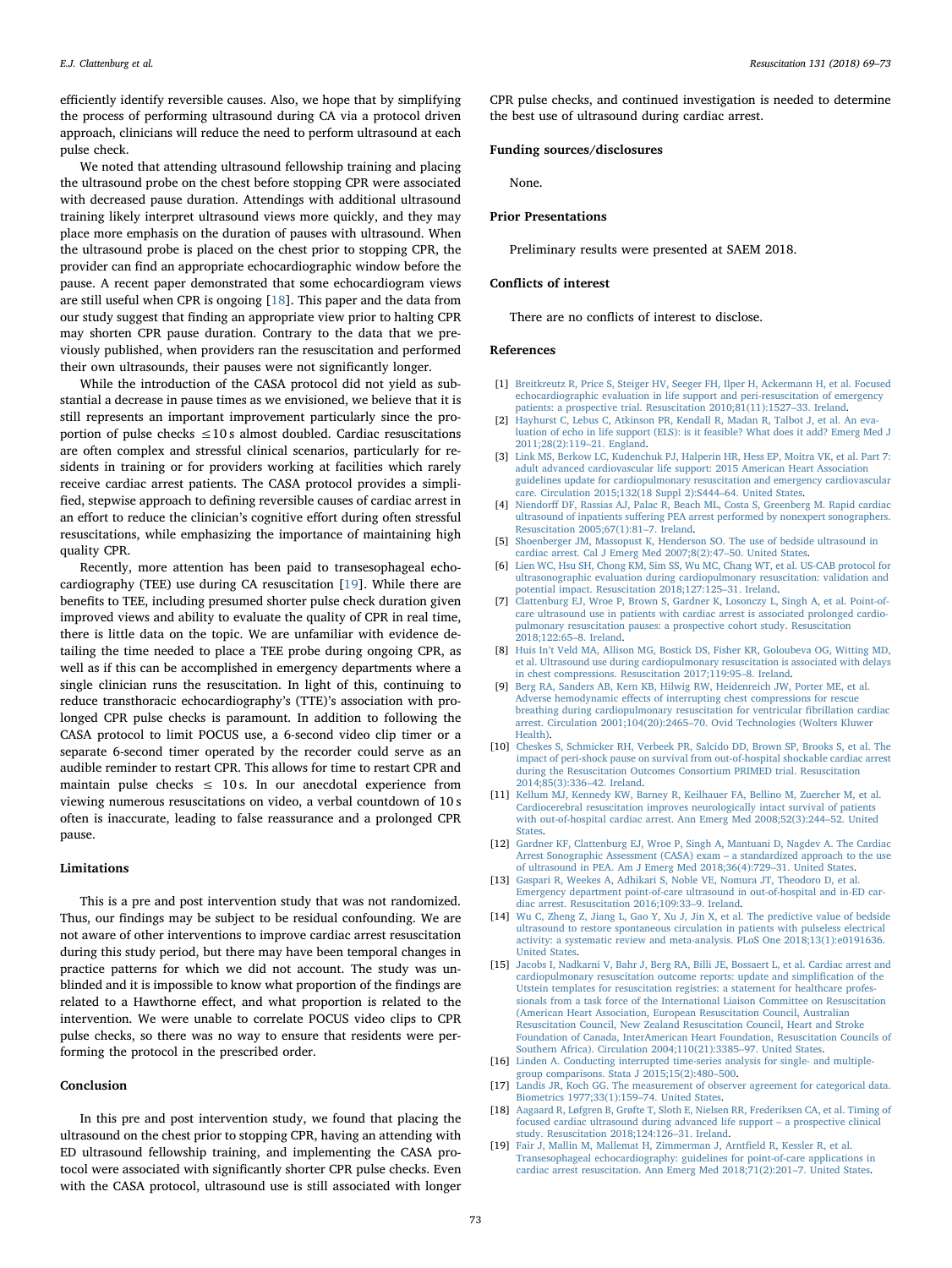efficiently identify reversible causes. Also, we hope that by simplifying the process of performing ultrasound during CA via a protocol driven approach, clinicians will reduce the need to perform ultrasound at each pulse check.

We noted that attending ultrasound fellowship training and placing the ultrasound probe on the chest before stopping CPR were associated with decreased pause duration. Attendings with additional ultrasound training likely interpret ultrasound views more quickly, and they may place more emphasis on the duration of pauses with ultrasound. When the ultrasound probe is placed on the chest prior to stopping CPR, the provider can find an appropriate echocardiographic window before the pause. A recent paper demonstrated that some echocardiogram views are still useful when CPR is ongoing [18]. This paper and the data from our study suggest that finding an appropriate view prior to halting CPR may shorten CPR pause duration. Contrary to the data that we previously published, when providers ran the resuscitation and performed their own ultrasounds, their pauses were not significantly longer.

While the introduction of the CASA protocol did not yield as substantial a decrease in pause times as we envisioned, we believe that it is still represents an important improvement particularly since the proportion of pulse checks ≤10 s almost doubled. Cardiac resuscitations are often complex and stressful clinical scenarios, particularly for residents in training or for providers working at facilities which rarely receive cardiac arrest patients. The CASA protocol provides a simplified, stepwise approach to defining reversible causes of cardiac arrest in an effort to reduce the clinician's cognitive effort during often stressful resuscitations, while emphasizing the importance of maintaining high quality CPR.

Recently, more attention has been paid to transesophageal echocardiography (TEE) use during CA resuscitation [19]. While there are benefits to TEE, including presumed shorter pulse check duration given improved views and ability to evaluate the quality of CPR in real time, there is little data on the topic. We are unfamiliar with evidence detailing the time needed to place a TEE probe during ongoing CPR, as well as if this can be accomplished in emergency departments where a single clinician runs the resuscitation. In light of this, continuing to reduce transthoracic echocardiography's (TTE)'s association with prolonged CPR pulse checks is paramount. In addition to following the CASA protocol to limit POCUS use, a 6-second video clip timer or a separate 6-second timer operated by the recorder could serve as an audible reminder to restart CPR. This allows for time to restart CPR and maintain pulse checks ≤ 10 s. In our anecdotal experience from viewing numerous resuscitations on video, a verbal countdown of 10 s often is inaccurate, leading to false reassurance and a prolonged CPR pause.

## Limitations

This is a pre and post intervention study that was not randomized. Thus, our findings may be subject to be residual confounding. We are not aware of other interventions to improve cardiac arrest resuscitation during this study period, but there may have been temporal changes in practice patterns for which we did not account. The study was unblinded and it is impossible to know what proportion of the findings are related to a Hawthorne effect, and what proportion is related to the intervention. We were unable to correlate POCUS video clips to CPR pulse checks, so there was no way to ensure that residents were performing the protocol in the prescribed order.

## Conclusion

In this pre and post intervention study, we found that placing the ultrasound on the chest prior to stopping CPR, having an attending with ED ultrasound fellowship training, and implementing the CASA protocol were associated with significantly shorter CPR pulse checks. Even with the CASA protocol, ultrasound use is still associated with longer CPR pulse checks, and continued investigation is needed to determine the best use of ultrasound during cardiac arrest.

## Funding sources/disclosures

None.

## Prior Presentations

Preliminary results were presented at SAEM 2018.

## Conflicts of interest

There are no conflicts of interest to disclose.

## References

[1] Breitkreutz R, Price S, Steiger HV, Seeger FH, Ilper H, Ackermann H, et al. Focused echocardiographic evaluation in life support and peri-resuscitation of emergency patients: a prospective trial. Resuscitation 2010;81(11):1527–33. Ireland.

[2] Hayhurst C, Lebus C, Atkinson PR, Kendall R, Madan R, Talbot J, et al. An evaluation of echo in life support (ELS): is it feasible? What does it add? Emerg Med J 2011;28(2):119–21. England.

[3] Link MS, Berkow LC, Kudenchuk PJ, Halperin HR, Hess EP, Moitra VK, et al. Part 7: adult advanced cardiovascular life support: 2015 American Heart Association guidelines update for cardiopulmonary resuscitation and emergency cardiovascular care. Circulation 2015;132(18 Suppl 2):S444–64. United States.

[4] Niendorff DF, Rassias AJ, Palac R, Beach ML, Costa S, Greenberg M. Rapid cardiac ultrasound of inpatients suffering PEA arrest performed by nonexpert sonographers. Resuscitation 2005;67(1):81–7. Ireland.

[5] Shoenberger JM, Massopust K, Henderson SO. The use of bedside ultrasound in cardiac arrest. Cal J Emerg Med 2007;8(2):47–50. United States.

[6] Lien WC, Hsu SH, Chong KM, Sim SS, Wu MC, Chang WT, et al. US-CAB protocol for ultrasonographic evaluation during cardiopulmonary resuscitation: validation and potential impact. Resuscitation 2018;127:125–31. Ireland.

[7] Clattenburg EJ, Wroe P, Brown S, Gardner K, Losonczy L, Singh A, et al. Point-of-care ultrasound use in patients with cardiac arrest is associated prolonged cardiopulmonary resuscitation pauses: a prospective cohort study. Resuscitation 2018;122:65–8. Ireland.

[8] Huis In't Veld MA, Allison MG, Bostick DS, Fisher KR, Goloubeva OG, Witting MD, et al. Ultrasound use during cardiopulmonary resuscitation is associated with delays in chest compressions. Resuscitation 2017;119:95–8. Ireland.

[9] Berg RA, Sanders AB, Kern KB, Hilwig RW, Heidenreich JW, Porter ME, et al. Adverse hemodynamic effects of interrupting chest compressions for rescue breathing during cardiopulmonary resuscitation for ventricular fibrillation cardiac arrest. Circulation 2001;104(20):2465–70. Ovid Technologies (Wolters Kluwer Health).

[10] Cheskes S, Schmicker RH, Verbeek PR, Salcido DD, Brown SP, Brooks S, et al. The impact of peri-shock pause on survival from out-of-hospital shockable cardiac arrest during the Resuscitation Outcomes Consortium PRIMED trial. Resuscitation 2014;85(3):336–42. Ireland.

[11] Kellum MJ, Kennedy KW, Barney R, Keilhauer FA, Bellino M, Zuercher M, et al. Cardiocerebral resuscitation improves neurologically intact survival of patients with out-of-hospital cardiac arrest. Ann Emerg Med 2008;52(3):244–52. United States.

[12] Gardner KF, Clattenburg EJ, Wroe P, Singh A, Mantuani D, Nagdev A. The Cardiac Arrest Sonographic Assessment (CASA) exam – a standardized approach to the use of ultrasound in PEA. Am J Emerg Med 2018;36(4):729–31. United States.

[13] Gaspari R, Weekes A, Adhikari S, Noble VE, Nomura JT, Theodoro D, et al. Emergency department point-of-care ultrasound in out-of-hospital and in-ED cardiac arrest. Resuscitation 2016;109:33–9. Ireland.

[14] Wu C, Zheng Z, Jiang L, Gao Y, Xu J, Jin X, et al. The predictive value of bedside ultrasound to restore spontaneous circulation in patients with pulseless electrical activity: a systematic review and meta-analysis. PLoS One 2018;13(1):e0191636. United States.

[15] Jacobs I, Nadkarni V, Bahr J, Berg RA, Billi JE, Bossaert L, et al. Cardiac arrest and cardiopulmonary resuscitation outcome reports: update and simplification of the Utstein templates for resuscitation registries: a statement for healthcare professionals from a task force of the International Liaison Committee on Resuscitation (American Heart Association, European Resuscitation Council, Australian Resuscitation Council, New Zealand Resuscitation Council, Heart and Stroke Foundation of Canada, InterAmerican Heart Foundation, Resuscitation Councils of Southern Africa). Circulation 2004;110(21):3385–97. United States.

[16] Linden A. Conducting interrupted time-series analysis for single- and multiple-group comparisons. Stata J 2015;15(2):480–500.

[17] Landis JR, Koch GG. The measurement of observer agreement for categorical data. Biometrics 1977;33(1):159–74. United States.

[18] Aagaard R, Løfgren B, Grøfte T, Sloth E, Nielsen RR, Frederiksen CA, et al. Timing of focused cardiac ultrasound during advanced life support – a prospective clinical study. Resuscitation 2018;124:126–31. Ireland.

[19] Fair J, Mallin M, Mallemat H, Zimmerman J, Arntfield R, Kessler R, et al. Transesophageal echocardiography: guidelines for point-of-care applications in cardiac arrest resuscitation. Ann Emerg Med 2018;71(2):201–7. United States.